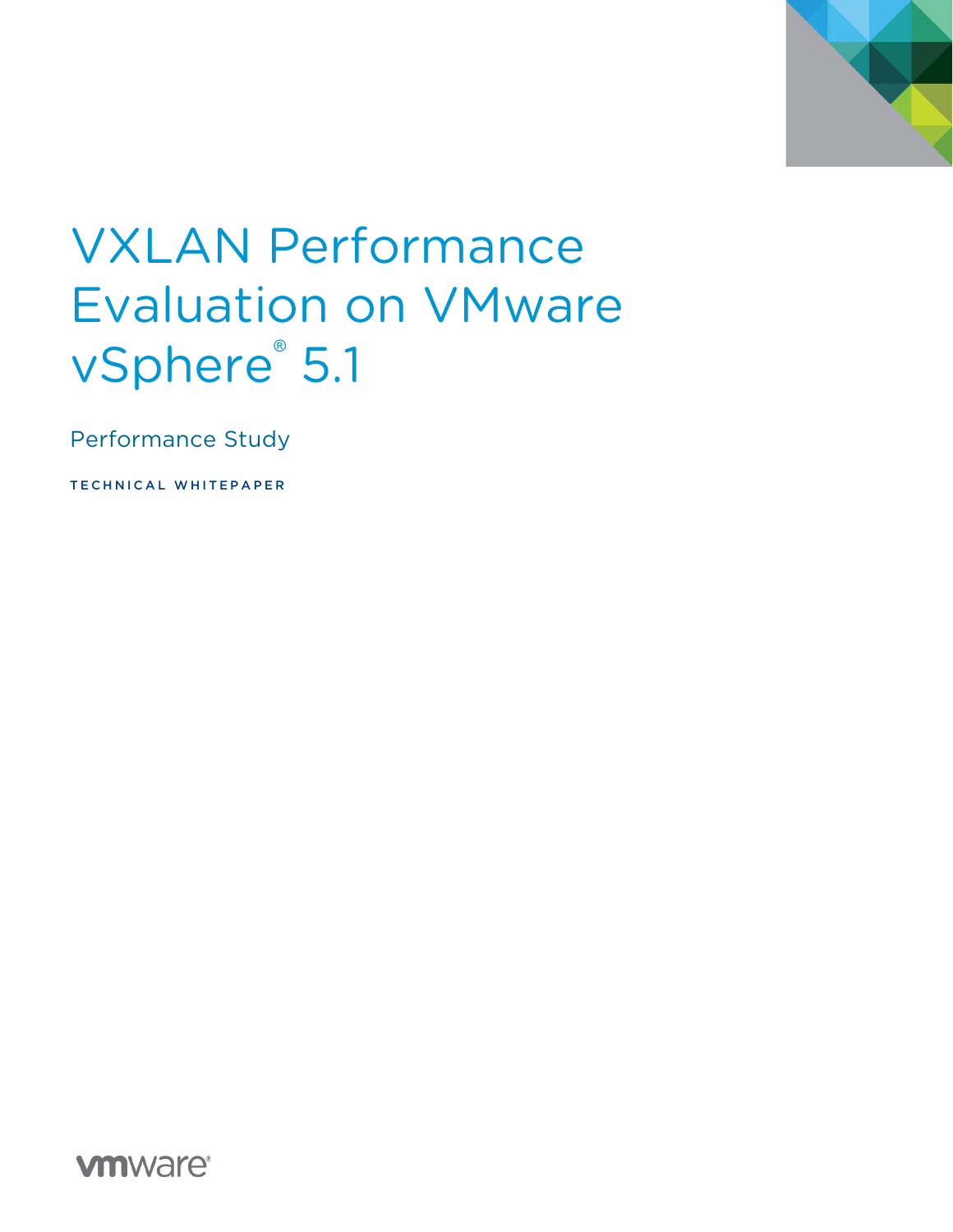# VXLAN Performance Evaluation on VMware vSphere® 5.1

Performance Study

TECHNICAL WHITEPAPER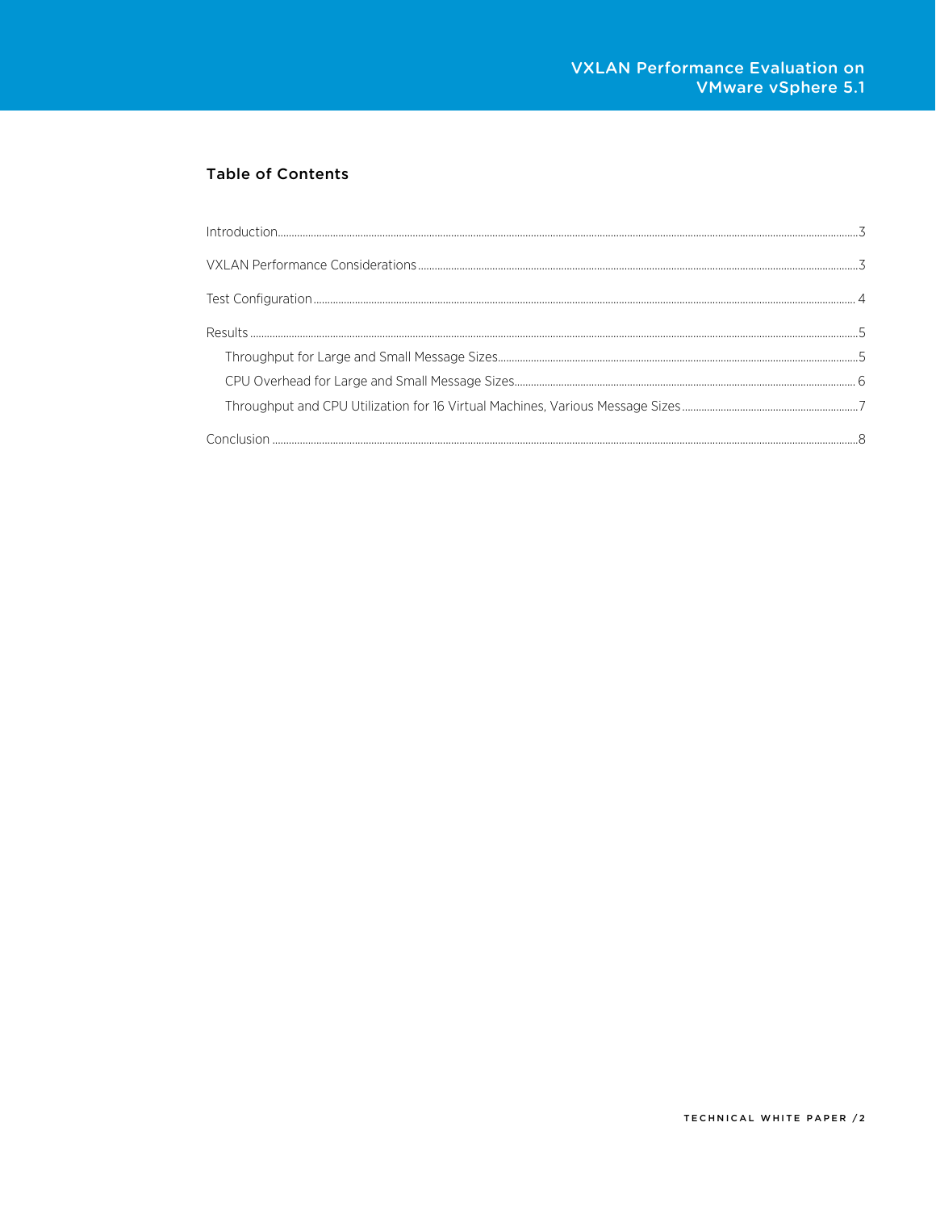## Table of Contents

- Introduction .... 3
- VXLAN Performance Considerations .... 3
- Test Configuration .... 4
- Results .... 5
  - Throughput for Large and Small Message Sizes .... 5
  - CPU Overhead for Large and Small Message Sizes .... 6
  - Throughput and CPU Utilization for 16 Virtual Machines, Various Message Sizes .... 7
- Conclusion .... 8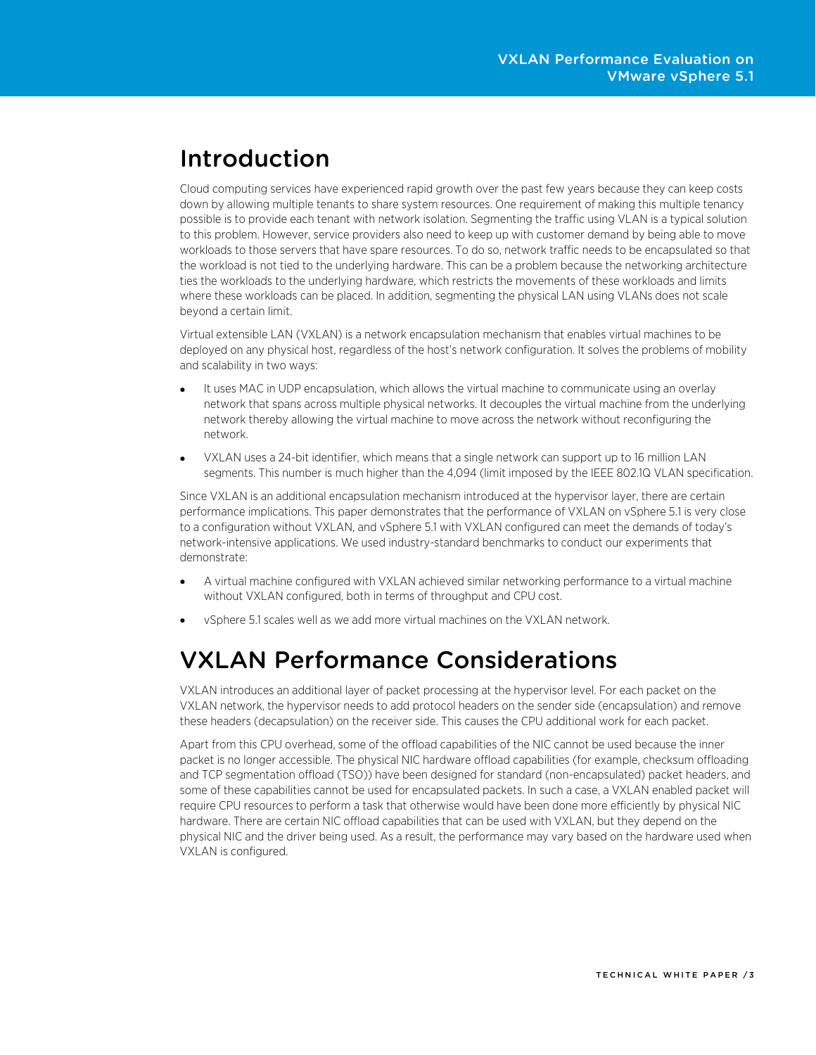# Introduction

Cloud computing services have experienced rapid growth over the past few years because they can keep costs down by allowing multiple tenants to share system resources. One requirement of making this multiple tenancy possible is to provide each tenant with network isolation. Segmenting the traffic using VLAN is a typical solution to this problem. However, service providers also need to keep up with customer demand by being able to move workloads to those servers that have spare resources. To do so, network traffic needs to be encapsulated so that the workload is not tied to the underlying hardware. This can be a problem because the networking architecture ties the workloads to the underlying hardware, which restricts the movements of these workloads and limits where these workloads can be placed. In addition, segmenting the physical LAN using VLANs does not scale beyond a certain limit.

Virtual extensible LAN (VXLAN) is a network encapsulation mechanism that enables virtual machines to be deployed on any physical host, regardless of the host's network configuration. It solves the problems of mobility and scalability in two ways:

- It uses MAC in UDP encapsulation, which allows the virtual machine to communicate using an overlay network that spans across multiple physical networks. It decouples the virtual machine from the underlying network thereby allowing the virtual machine to move across the network without reconfiguring the network.
- VXLAN uses a 24-bit identifier, which means that a single network can support up to 16 million LAN segments. This number is much higher than the 4,094 (limit imposed by the IEEE 802.1Q VLAN specification.

Since VXLAN is an additional encapsulation mechanism introduced at the hypervisor layer, there are certain performance implications. This paper demonstrates that the performance of VXLAN on vSphere 5.1 is very close to a configuration without VXLAN, and vSphere 5.1 with VXLAN configured can meet the demands of today's network-intensive applications. We used industry-standard benchmarks to conduct our experiments that demonstrate:

- A virtual machine configured with VXLAN achieved similar networking performance to a virtual machine without VXLAN configured, both in terms of throughput and CPU cost.
- vSphere 5.1 scales well as we add more virtual machines on the VXLAN network.

# VXLAN Performance Considerations

VXLAN introduces an additional layer of packet processing at the hypervisor level. For each packet on the VXLAN network, the hypervisor needs to add protocol headers on the sender side (encapsulation) and remove these headers (decapsulation) on the receiver side. This causes the CPU additional work for each packet.

Apart from this CPU overhead, some of the offload capabilities of the NIC cannot be used because the inner packet is no longer accessible. The physical NIC hardware offload capabilities (for example, checksum offloading and TCP segmentation offload (TSO)) have been designed for standard (non-encapsulated) packet headers, and some of these capabilities cannot be used for encapsulated packets. In such a case, a VXLAN enabled packet will require CPU resources to perform a task that otherwise would have been done more efficiently by physical NIC hardware. There are certain NIC offload capabilities that can be used with VXLAN, but they depend on the physical NIC and the driver being used. As a result, the performance may vary based on the hardware used when VXLAN is configured.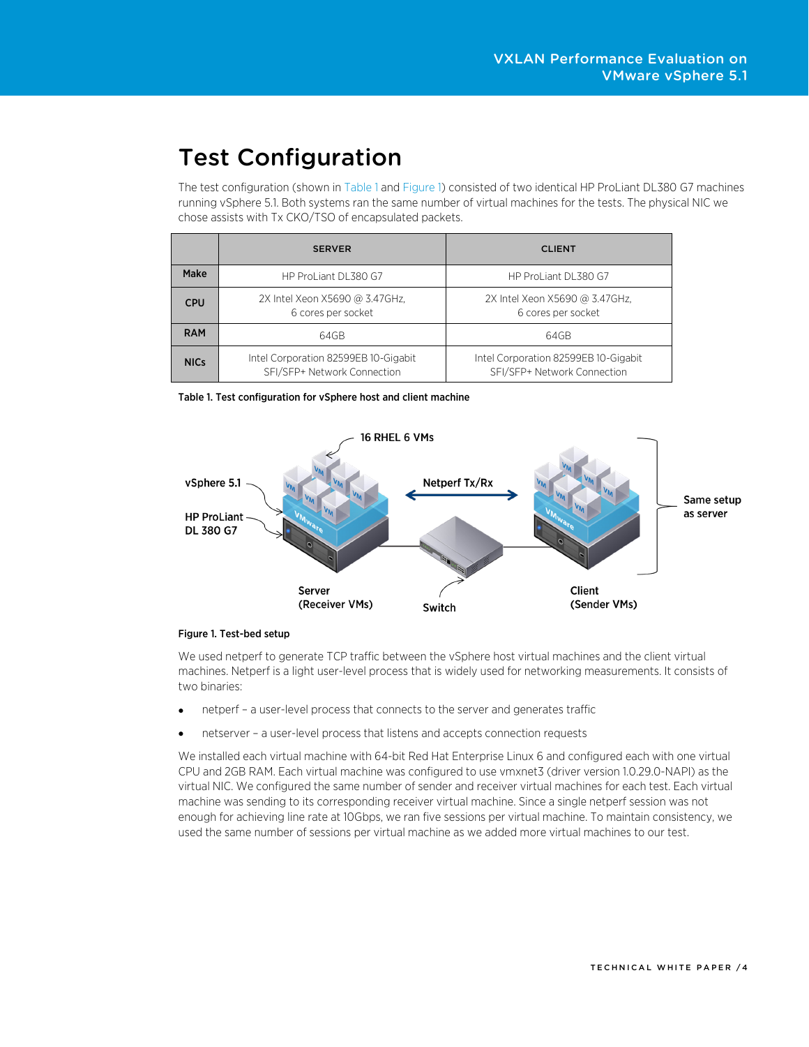# Test Configuration

The test configuration (shown in Table 1 and Figure 1) consisted of two identical HP ProLiant DL380 G7 machines running vSphere 5.1. Both systems ran the same number of virtual machines for the tests. The physical NIC we chose assists with Tx CKO/TSO of encapsulated packets.

| | SERVER | CLIENT |
|---|---|---|
| **Make** | HP ProLiant DL380 G7 | HP ProLiant DL380 G7 |
| **CPU** | 2X Intel Xeon X5690 @ 3.47GHz, 6 cores per socket | 2X Intel Xeon X5690 @ 3.47GHz, 6 cores per socket |
| **RAM** | 64GB | 64GB |
| **NICs** | Intel Corporation 82599EB 10-Gigabit SFI/SFP+ Network Connection | Intel Corporation 82599EB 10-Gigabit SFI/SFP+ Network Connection |

**Table 1. Test configuration for vSphere host and client machine**

**Figure 1. Test-bed setup**

We used netperf to generate TCP traffic between the vSphere host virtual machines and the client virtual machines. Netperf is a light user-level process that is widely used for networking measurements. It consists of two binaries:

- netperf – a user-level process that connects to the server and generates traffic
- netserver – a user-level process that listens and accepts connection requests

We installed each virtual machine with 64-bit Red Hat Enterprise Linux 6 and configured each with one virtual CPU and 2GB RAM. Each virtual machine was configured to use vmxnet3 (driver version 1.0.29.0-NAPI) as the virtual NIC. We configured the same number of sender and receiver virtual machines for each test. Each virtual machine was sending to its corresponding receiver virtual machine. Since a single netperf session was not enough for achieving line rate at 10Gbps, we ran five sessions per virtual machine. To maintain consistency, we used the same number of sessions per virtual machine as we added more virtual machines to our test.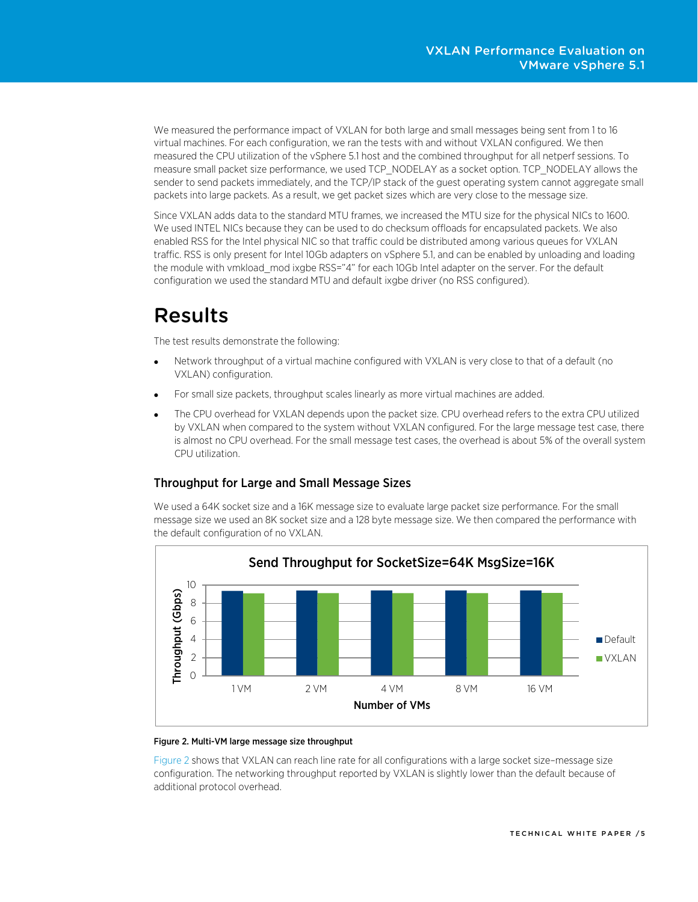We measured the performance impact of VXLAN for both large and small messages being sent from 1 to 16 virtual machines. For each configuration, we ran the tests with and without VXLAN configured. We then measured the CPU utilization of the vSphere 5.1 host and the combined throughput for all netperf sessions. To measure small packet size performance, we used TCP_NODELAY as a socket option. TCP_NODELAY allows the sender to send packets immediately, and the TCP/IP stack of the guest operating system cannot aggregate small packets into large packets. As a result, we get packet sizes which are very close to the message size.

Since VXLAN adds data to the standard MTU frames, we increased the MTU size for the physical NICs to 1600. We used INTEL NICs because they can be used to do checksum offloads for encapsulated packets. We also enabled RSS for the Intel physical NIC so that traffic could be distributed among various queues for VXLAN traffic. RSS is only present for Intel 10Gb adapters on vSphere 5.1, and can be enabled by unloading and loading the module with vmkload_mod ixgbe RSS="4" for each 10Gb Intel adapter on the server. For the default configuration we used the standard MTU and default ixgbe driver (no RSS configured).

# Results

The test results demonstrate the following:

- Network throughput of a virtual machine configured with VXLAN is very close to that of a default (no VXLAN) configuration.
- For small size packets, throughput scales linearly as more virtual machines are added.
- The CPU overhead for VXLAN depends upon the packet size. CPU overhead refers to the extra CPU utilized by VXLAN when compared to the system without VXLAN configured. For the large message test case, there is almost no CPU overhead. For the small message test cases, the overhead is about 5% of the overall system CPU utilization.

## Throughput for Large and Small Message Sizes

We used a 64K socket size and a 16K message size to evaluate large packet size performance. For the small message size we used an 8K socket size and a 128 byte message size. We then compared the performance with the default configuration of no VXLAN.

**Send Throughput for SocketSize=64K MsgSize=16K**

**Figure 2. Multi-VM large message size throughput**

Figure 2 shows that VXLAN can reach line rate for all configurations with a large socket size–message size configuration. The networking throughput reported by VXLAN is slightly lower than the default because of additional protocol overhead.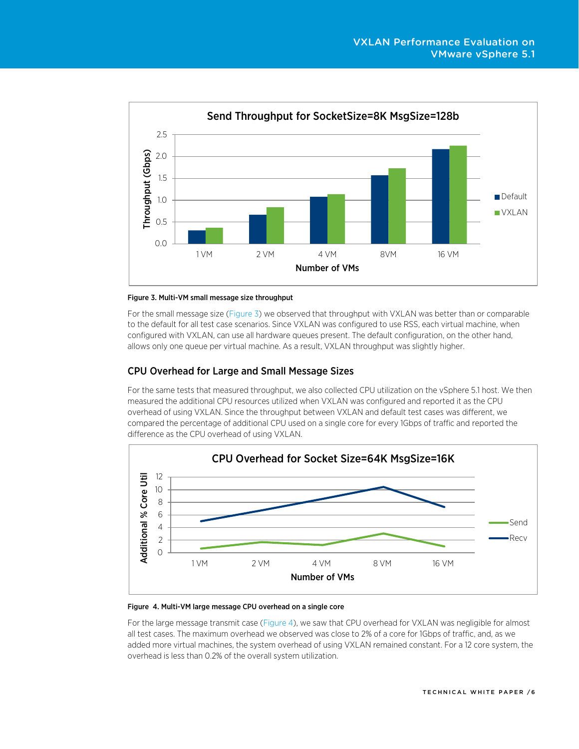Figure 3. Multi-VM small message size throughput

For the small message size (Figure 3) we observed that throughput with VXLAN was better than or comparable to the default for all test case scenarios. Since VXLAN was configured to use RSS, each virtual machine, when configured with VXLAN, can use all hardware queues present. The default configuration, on the other hand, allows only one queue per virtual machine. As a result, VXLAN throughput was slightly higher.

## CPU Overhead for Large and Small Message Sizes

For the same tests that measured throughput, we also collected CPU utilization on the vSphere 5.1 host. We then measured the additional CPU resources utilized when VXLAN was configured and reported it as the CPU overhead of using VXLAN. Since the throughput between VXLAN and default test cases was different, we compared the percentage of additional CPU used on a single core for every 1Gbps of traffic and reported the difference as the CPU overhead of using VXLAN.

Figure 4. Multi-VM large message CPU overhead on a single core

For the large message transmit case (Figure 4), we saw that CPU overhead for VXLAN was negligible for almost all test cases. The maximum overhead we observed was close to 2% of a core for 1Gbps of traffic, and, as we added more virtual machines, the system overhead of using VXLAN remained constant. For a 12 core system, the overhead is less than 0.2% of the overall system utilization.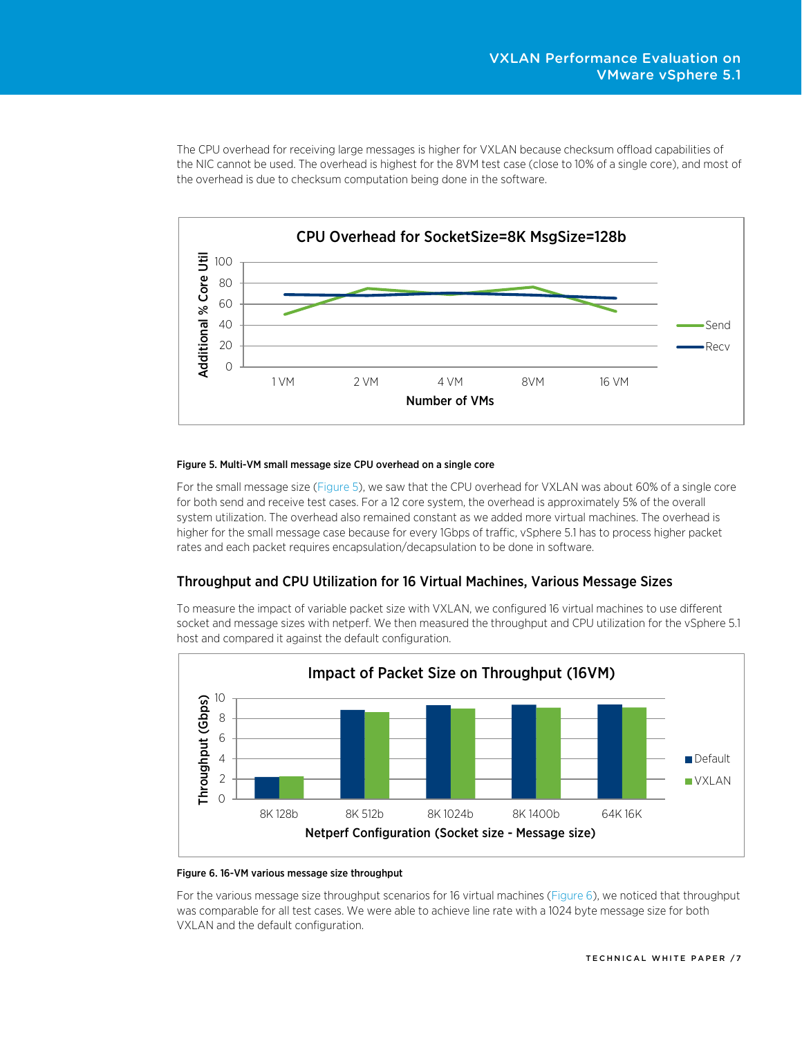The CPU overhead for receiving large messages is higher for VXLAN because checksum offload capabilities of the NIC cannot be used. The overhead is highest for the 8VM test case (close to 10% of a single core), and most of the overhead is due to checksum computation being done in the software.

**Figure 5. Multi-VM small message size CPU overhead on a single core**

For the small message size (Figure 5), we saw that the CPU overhead for VXLAN was about 60% of a single core for both send and receive test cases. For a 12 core system, the overhead is approximately 5% of the overall system utilization. The overhead also remained constant as we added more virtual machines. The overhead is higher for the small message case because for every 1Gbps of traffic, vSphere 5.1 has to process higher packet rates and each packet requires encapsulation/decapsulation to be done in software.

## Throughput and CPU Utilization for 16 Virtual Machines, Various Message Sizes

To measure the impact of variable packet size with VXLAN, we configured 16 virtual machines to use different socket and message sizes with netperf. We then measured the throughput and CPU utilization for the vSphere 5.1 host and compared it against the default configuration.

**Figure 6. 16-VM various message size throughput**

For the various message size throughput scenarios for 16 virtual machines (Figure 6), we noticed that throughput was comparable for all test cases. We were able to achieve line rate with a 1024 byte message size for both VXLAN and the default configuration.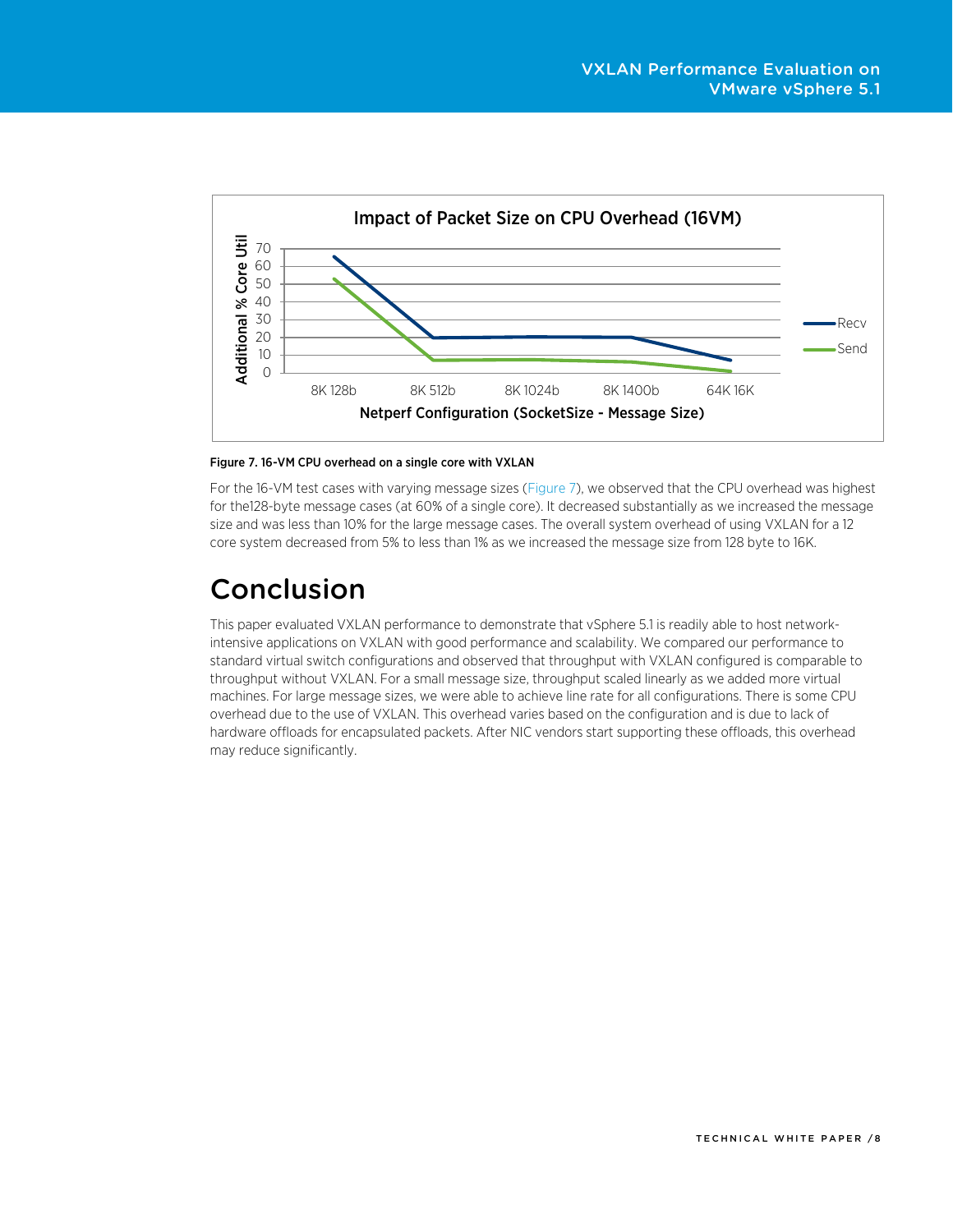Figure 7. 16-VM CPU overhead on a single core with VXLAN

For the 16-VM test cases with varying message sizes (Figure 7), we observed that the CPU overhead was highest for the128-byte message cases (at 60% of a single core). It decreased substantially as we increased the message size and was less than 10% for the large message cases. The overall system overhead of using VXLAN for a 12 core system decreased from 5% to less than 1% as we increased the message size from 128 byte to 16K.

# Conclusion

This paper evaluated VXLAN performance to demonstrate that vSphere 5.1 is readily able to host network-intensive applications on VXLAN with good performance and scalability. We compared our performance to standard virtual switch configurations and observed that throughput with VXLAN configured is comparable to throughput without VXLAN. For a small message size, throughput scaled linearly as we added more virtual machines. For large message sizes, we were able to achieve line rate for all configurations. There is some CPU overhead due to the use of VXLAN. This overhead varies based on the configuration and is due to lack of hardware offloads for encapsulated packets. After NIC vendors start supporting these offloads, this overhead may reduce significantly.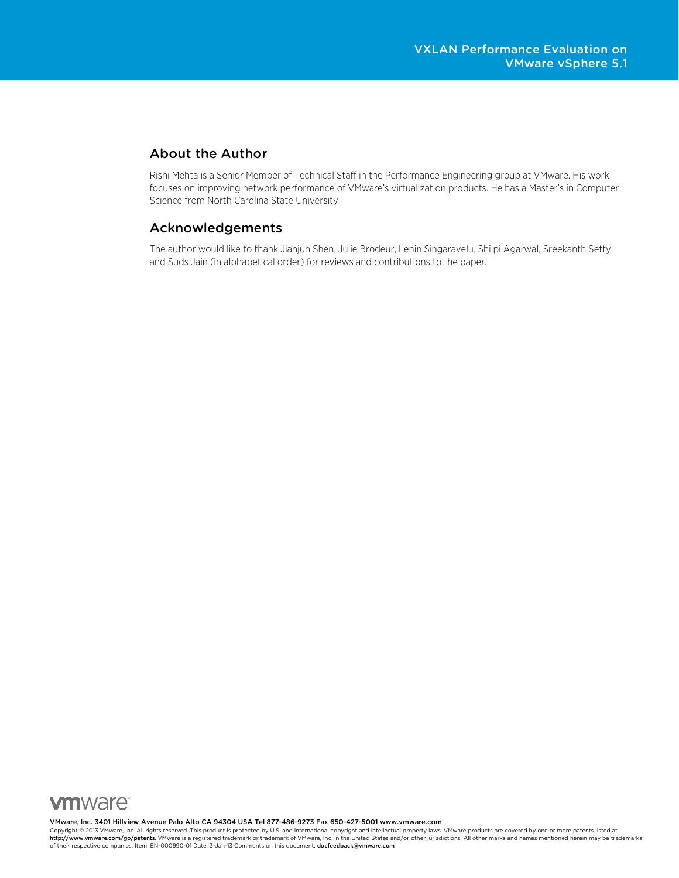## About the Author

Rishi Mehta is a Senior Member of Technical Staff in the Performance Engineering group at VMware. His work focuses on improving network performance of VMware's virtualization products. He has a Master's in Computer Science from North Carolina State University.

## Acknowledgements

The author would like to thank Jianjun Shen, Julie Brodeur, Lenin Singaravelu, Shilpi Agarwal, Sreekanth Setty, and Suds Jain (in alphabetical order) for reviews and contributions to the paper.

**VMware, Inc. 3401 Hillview Avenue Palo Alto CA 94304 USA Tel 877-486-9273 Fax 650-427-5001 www.vmware.com**

Copyright © 2013 VMware, Inc. All rights reserved. This product is protected by U.S. and international copyright and intellectual property laws. VMware products are covered by one or more patents listed at **http://www.vmware.com/go/patents**. VMware is a registered trademark or trademark of VMware, Inc. in the United States and/or other jurisdictions. All other marks and names mentioned herein may be trademarks of their respective companies. Item: EN-000990-01 Date: 3-Jan-13 Comments on this document: **docfeedback@vmware.com**